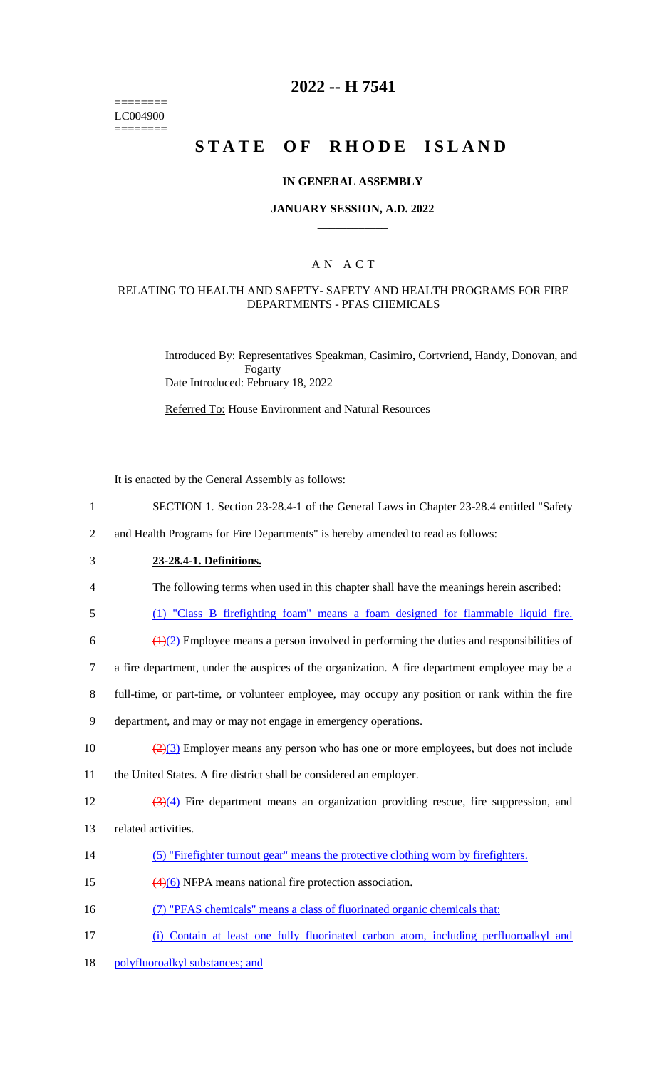========
LC004900
========

# 2022 -- H 7541

# STATE OF RHODE ISLAND

## IN GENERAL ASSEMBLY

### JANUARY SESSION, A.D. 2022

### A N A C T

### RELATING TO HEALTH AND SAFETY- SAFETY AND HEALTH PROGRAMS FOR FIRE DEPARTMENTS - PFAS CHEMICALS

Introduced By: Representatives Speakman, Casimiro, Cortvriend, Handy, Donovan, and Fogarty

Date Introduced: February 18, 2022

Referred To: House Environment and Natural Resources

It is enacted by the General Assembly as follows:

1 SECTION 1. Section 23-28.4-1 of the General Laws in Chapter 23-28.4 entitled "Safety
2 and Health Programs for Fire Departments" is hereby amended to read as follows:

3 **23-28.4-1. Definitions.**

4 The following terms when used in this chapter shall have the meanings herein ascribed:

5 (1) "Class B firefighting foam" means a foam designed for flammable liquid fire.

6 ~~(1)~~(2) Employee means a person involved in performing the duties and responsibilities of
7 a fire department, under the auspices of the organization. A fire department employee may be a
8 full-time, or part-time, or volunteer employee, may occupy any position or rank within the fire
9 department, and may or may not engage in emergency operations.

10 ~~(2)~~(3) Employer means any person who has one or more employees, but does not include
11 the United States. A fire district shall be considered an employer.

12 ~~(3)~~(4) Fire department means an organization providing rescue, fire suppression, and
13 related activities.

14 (5) "Firefighter turnout gear" means the protective clothing worn by firefighters.

15 ~~(4)~~(6) NFPA means national fire protection association.

16 (7) "PFAS chemicals" means a class of fluorinated organic chemicals that:

17 (i) Contain at least one fully fluorinated carbon atom, including perfluoroalkyl and
18 polyfluoroalkyl substances; and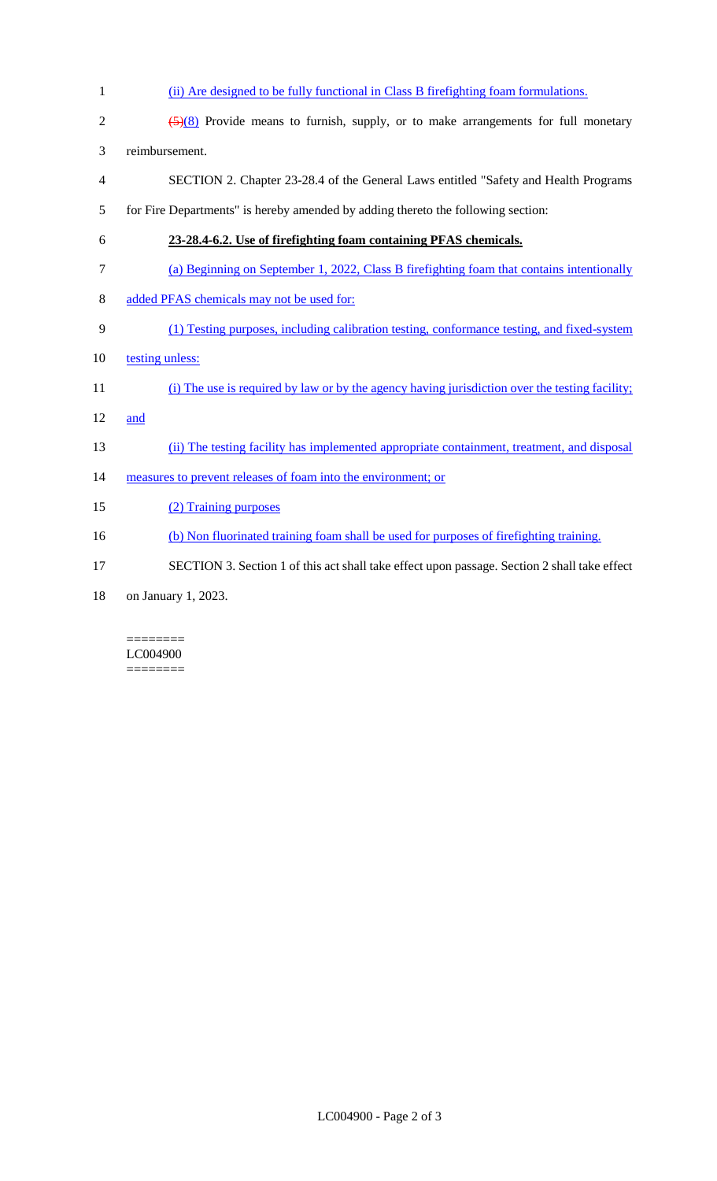(ii) Are designed to be fully functional in Class B firefighting foam formulations.

~~(5)~~(8) Provide means to furnish, supply, or to make arrangements for full monetary reimbursement.

SECTION 2. Chapter 23-28.4 of the General Laws entitled "Safety and Health Programs for Fire Departments" is hereby amended by adding thereto the following section:

**23-28.4-6.2. Use of firefighting foam containing PFAS chemicals.**

(a) Beginning on September 1, 2022, Class B firefighting foam that contains intentionally added PFAS chemicals may not be used for:

(1) Testing purposes, including calibration testing, conformance testing, and fixed-system testing unless:

(i) The use is required by law or by the agency having jurisdiction over the testing facility; and

(ii) The testing facility has implemented appropriate containment, treatment, and disposal measures to prevent releases of foam into the environment; or

(2) Training purposes

(b) Non fluorinated training foam shall be used for purposes of firefighting training.

SECTION 3. Section 1 of this act shall take effect upon passage. Section 2 shall take effect on January 1, 2023.

========
LC004900
========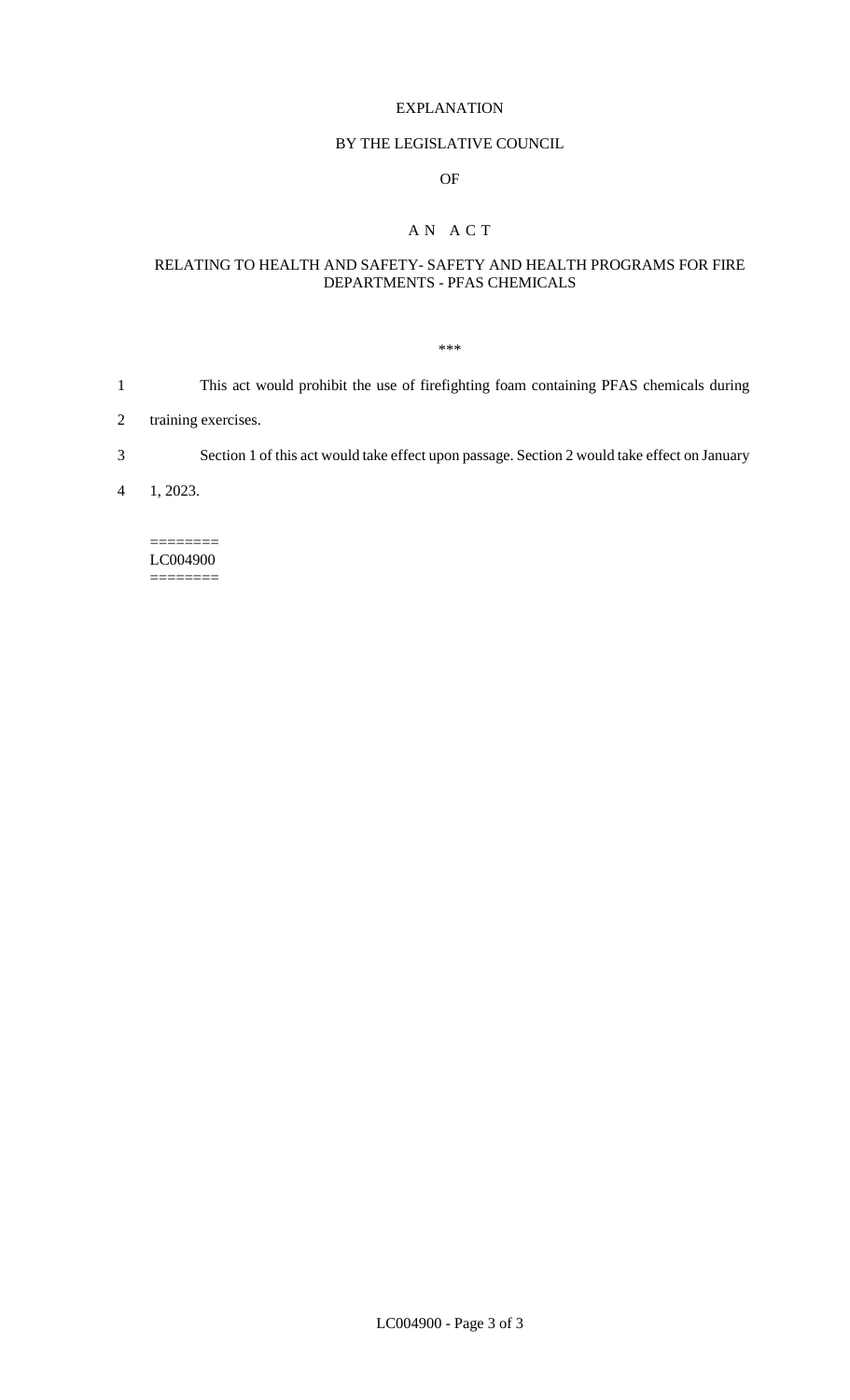EXPLANATION

BY THE LEGISLATIVE COUNCIL

OF

A N A C T

RELATING TO HEALTH AND SAFETY- SAFETY AND HEALTH PROGRAMS FOR FIRE DEPARTMENTS - PFAS CHEMICALS

***

1 This act would prohibit the use of firefighting foam containing PFAS chemicals during
2 training exercises.
3 Section 1 of this act would take effect upon passage. Section 2 would take effect on January
4 1, 2023.

========
LC004900
========